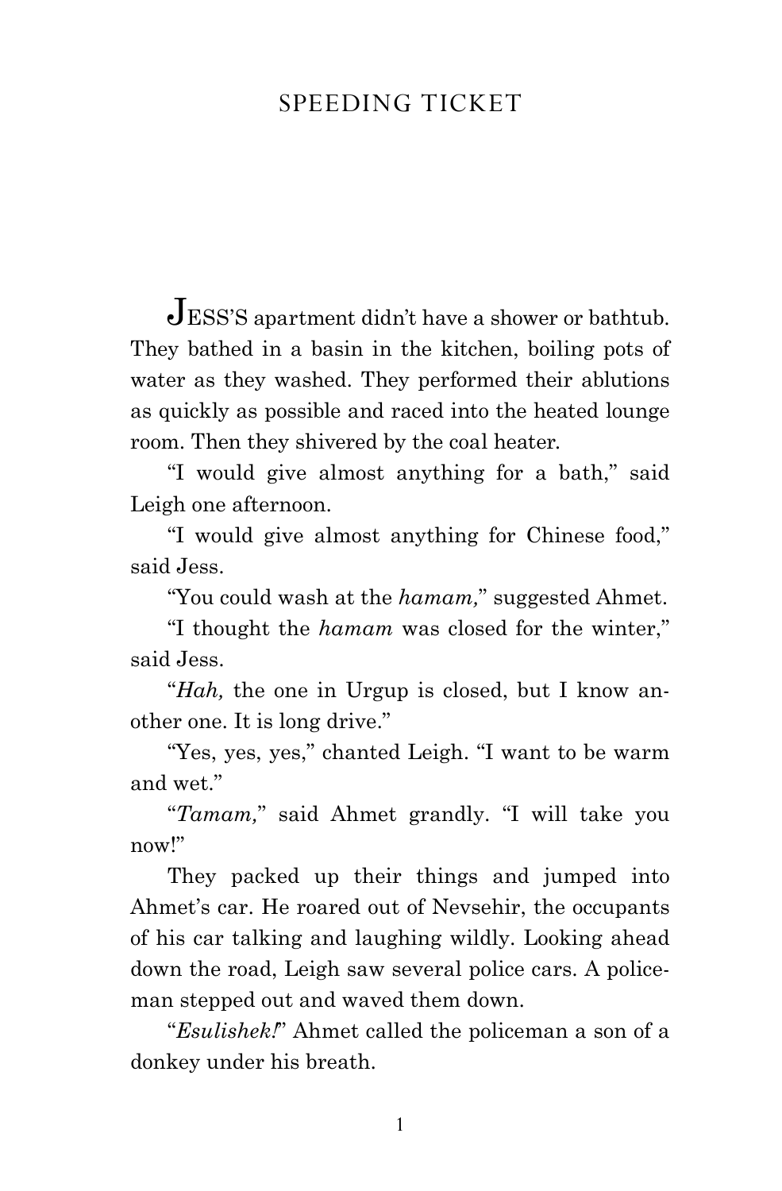# SPEEDING TICKET

JESS'S apartment didn't have a shower or bathtub. They bathed in a basin in the kitchen, boiling pots of water as they washed. They performed their ablutions as quickly as possible and raced into the heated lounge room. Then they shivered by the coal heater.

"I would give almost anything for a bath," said Leigh one afternoon.

"I would give almost anything for Chinese food," said Jess.

"You could wash at the *hamam,*" suggested Ahmet.

"I thought the *hamam* was closed for the winter," said Jess.

"*Hah,* the one in Urgup is closed, but I know another one. It is long drive."

"Yes, yes, yes," chanted Leigh. "I want to be warm and wet."

"*Tamam,*" said Ahmet grandly. "I will take you now!"

They packed up their things and jumped into Ahmet's car. He roared out of Nevsehir, the occupants of his car talking and laughing wildly. Looking ahead down the road, Leigh saw several police cars. A policeman stepped out and waved them down.

"*Esulishek!*" Ahmet called the policeman a son of a donkey under his breath.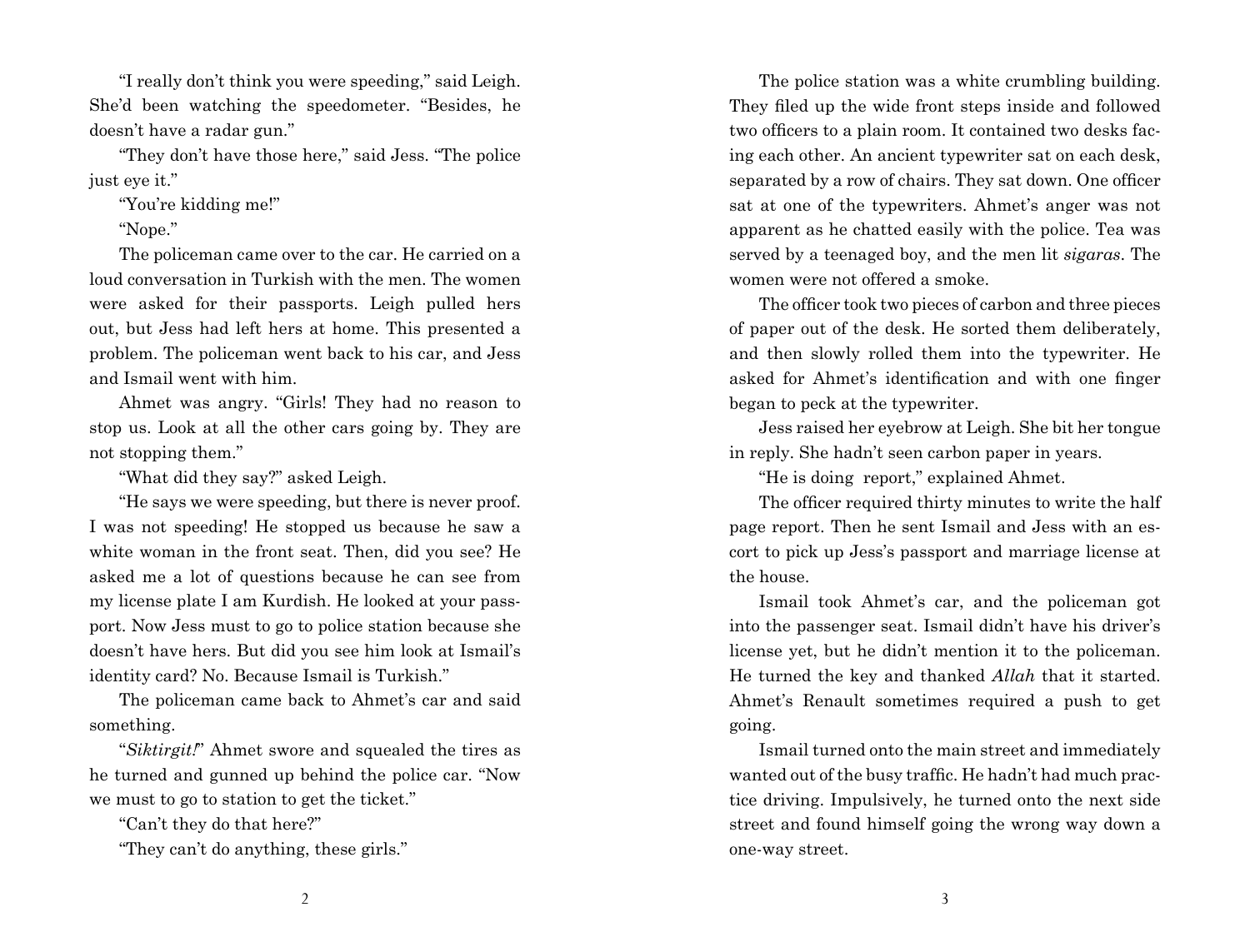"I really don't think you were speeding," said Leigh. She'd been watching the speedometer. "Besides, he doesn't have a radar gun."

"They don't have those here," said Jess. "The police just eye it."

"You're kidding me!"

"Nope."

The policeman came over to the car. He carried on a loud conversation in Turkish with the men. The women were asked for their passports. Leigh pulled hers out, but Jess had left hers at home. This presented a problem. The policeman went back to his car, and Jess and Ismail went with him.

Ahmet was angry. "Girls! They had no reason to stop us. Look at all the other cars going by. They are not stopping them."

"What did they say?" asked Leigh.

"He says we were speeding, but there is never proof. I was not speeding! He stopped us because he saw a white woman in the front seat. Then, did you see? He asked me a lot of questions because he can see from my license plate I am Kurdish. He looked at your passport. Now Jess must to go to police station because she doesn't have hers. But did you see him look at Ismail's identity card? No. Because Ismail is Turkish."

The policeman came back to Ahmet's car and said something.

"*Siktirgit!*" Ahmet swore and squealed the tires as he turned and gunned up behind the police car. "Now we must to go to station to get the ticket."

"Can't they do that here?"

"They can't do anything, these girls."

The police station was a white crumbling building. They filed up the wide front steps inside and followed two officers to a plain room. It contained two desks facing each other. An ancient typewriter sat on each desk, separated by a row of chairs. They sat down. One officer sat at one of the typewriters. Ahmet's anger was not apparent as he chatted easily with the police. Tea was served by a teenaged boy, and the men lit *sigaras*. The women were not offered a smoke.

The officer took two pieces of carbon and three pieces of paper out of the desk. He sorted them deliberately, and then slowly rolled them into the typewriter. He asked for Ahmet's identification and with one finger began to peck at the typewriter.

Jess raised her eyebrow at Leigh. She bit her tongue in reply. She hadn't seen carbon paper in years.

"He is doing report," explained Ahmet.

The officer required thirty minutes to write the half page report. Then he sent Ismail and Jess with an escort to pick up Jess's passport and marriage license at the house.

Ismail took Ahmet's car, and the policeman got into the passenger seat. Ismail didn't have his driver's license yet, but he didn't mention it to the policeman. He turned the key and thanked *Allah* that it started. Ahmet's Renault sometimes required a push to get going.

Ismail turned onto the main street and immediately wanted out of the busy traffic. He hadn't had much practice driving. Impulsively, he turned onto the next side street and found himself going the wrong way down a one-way street.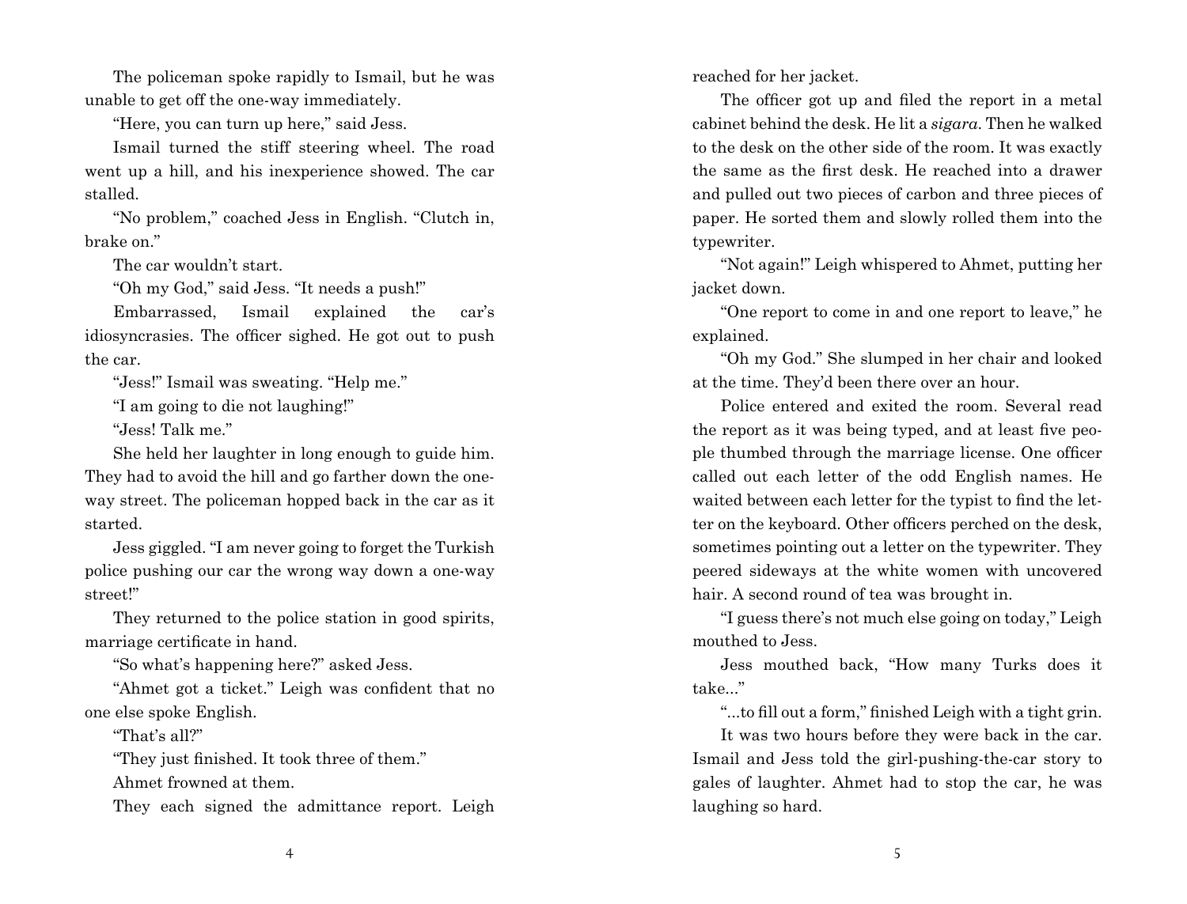The policeman spoke rapidly to Ismail, but he was unable to get off the one-way immediately.

"Here, you can turn up here," said Jess.

Ismail turned the stiff steering wheel. The road went up a hill, and his inexperience showed. The car stalled.

"No problem," coached Jess in English. "Clutch in, brake on."

The car wouldn't start.

"Oh my God," said Jess. "It needs a push!"

Embarrassed, Ismail explained the car's idiosyncrasies. The officer sighed. He got out to push the car.

"Jess!" Ismail was sweating. "Help me."

"I am going to die not laughing!"

"Jess! Talk me."

She held her laughter in long enough to guide him. They had to avoid the hill and go farther down the one-way street. The policeman hopped back in the car as it started.

Jess giggled. "I am never going to forget the Turkish police pushing our car the wrong way down a one-way street!"

They returned to the police station in good spirits, marriage certificate in hand.

"So what's happening here?" asked Jess.

"Ahmet got a ticket." Leigh was confident that no one else spoke English.

"That's all?"

"They just finished. It took three of them."

Ahmet frowned at them.

They each signed the admittance report. Leigh reached for her jacket.

The officer got up and filed the report in a metal cabinet behind the desk. He lit a *sigara*. Then he walked to the desk on the other side of the room. It was exactly the same as the first desk. He reached into a drawer and pulled out two pieces of carbon and three pieces of paper. He sorted them and slowly rolled them into the typewriter.

"Not again!" Leigh whispered to Ahmet, putting her jacket down.

"One report to come in and one report to leave," he explained.

"Oh my God." She slumped in her chair and looked at the time. They'd been there over an hour.

Police entered and exited the room. Several read the report as it was being typed, and at least five people thumbed through the marriage license. One officer called out each letter of the odd English names. He waited between each letter for the typist to find the letter on the keyboard. Other officers perched on the desk, sometimes pointing out a letter on the typewriter. They peered sideways at the white women with uncovered hair. A second round of tea was brought in.

"I guess there's not much else going on today," Leigh mouthed to Jess.

Jess mouthed back, "How many Turks does it take..."

"...to fill out a form," finished Leigh with a tight grin.

It was two hours before they were back in the car. Ismail and Jess told the girl-pushing-the-car story to gales of laughter. Ahmet had to stop the car, he was laughing so hard.